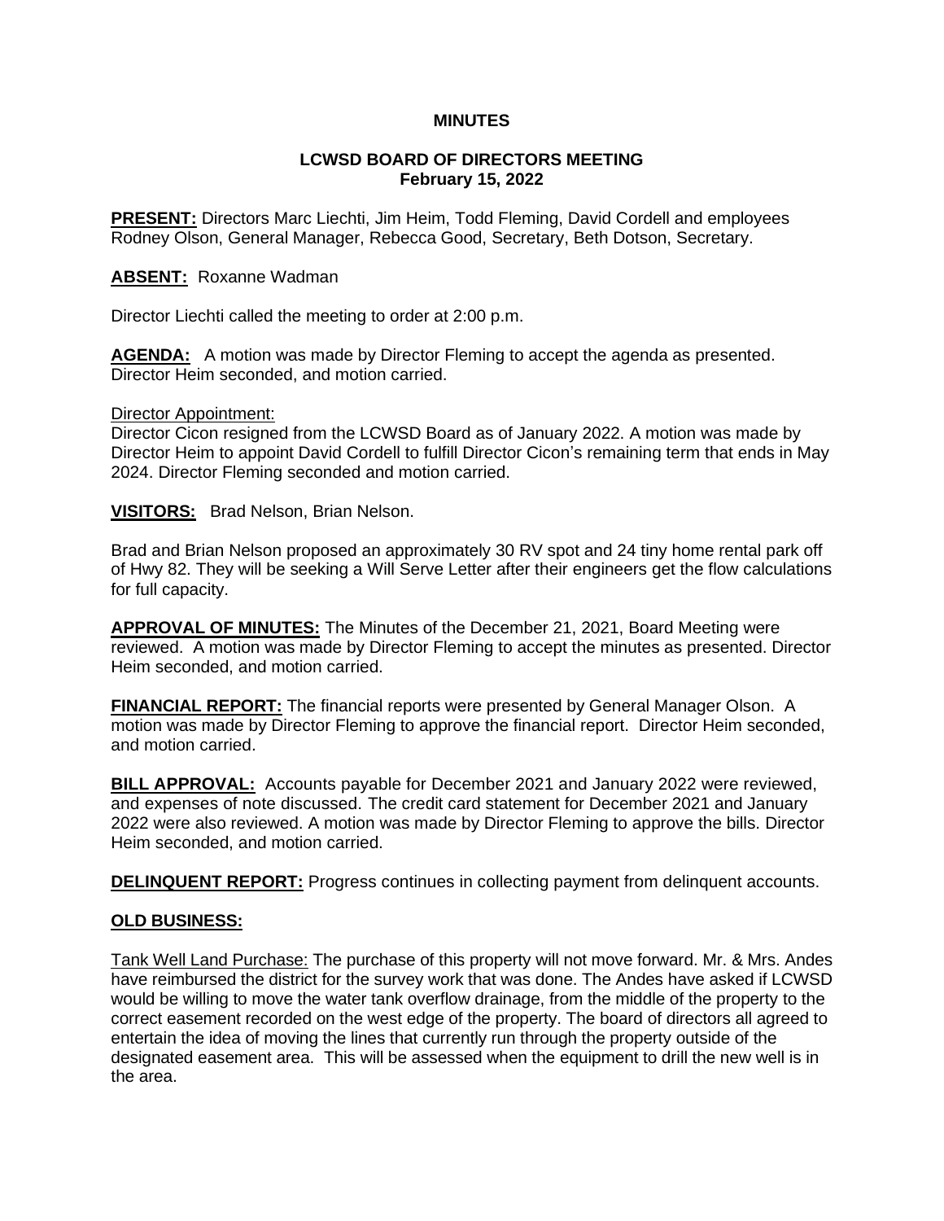**MINUTES**

**LCWSD BOARD OF DIRECTORS MEETING**
**February 15, 2022**

**PRESENT:** Directors Marc Liechti, Jim Heim, Todd Fleming, David Cordell and employees Rodney Olson, General Manager, Rebecca Good, Secretary, Beth Dotson, Secretary.

**ABSENT:** Roxanne Wadman

Director Liechti called the meeting to order at 2:00 p.m.

**AGENDA:** A motion was made by Director Fleming to accept the agenda as presented. Director Heim seconded, and motion carried.

Director Appointment:
Director Cicon resigned from the LCWSD Board as of January 2022. A motion was made by Director Heim to appoint David Cordell to fulfill Director Cicon's remaining term that ends in May 2024. Director Fleming seconded and motion carried.

**VISITORS:** Brad Nelson, Brian Nelson.

Brad and Brian Nelson proposed an approximately 30 RV spot and 24 tiny home rental park off of Hwy 82. They will be seeking a Will Serve Letter after their engineers get the flow calculations for full capacity.

**APPROVAL OF MINUTES:** The Minutes of the December 21, 2021, Board Meeting were reviewed. A motion was made by Director Fleming to accept the minutes as presented. Director Heim seconded, and motion carried.

**FINANCIAL REPORT:** The financial reports were presented by General Manager Olson. A motion was made by Director Fleming to approve the financial report. Director Heim seconded, and motion carried.

**BILL APPROVAL:** Accounts payable for December 2021 and January 2022 were reviewed, and expenses of note discussed. The credit card statement for December 2021 and January 2022 were also reviewed. A motion was made by Director Fleming to approve the bills. Director Heim seconded, and motion carried.

**DELINQUENT REPORT:** Progress continues in collecting payment from delinquent accounts.

**OLD BUSINESS:**

Tank Well Land Purchase: The purchase of this property will not move forward. Mr. & Mrs. Andes have reimbursed the district for the survey work that was done. The Andes have asked if LCWSD would be willing to move the water tank overflow drainage, from the middle of the property to the correct easement recorded on the west edge of the property. The board of directors all agreed to entertain the idea of moving the lines that currently run through the property outside of the designated easement area. This will be assessed when the equipment to drill the new well is in the area.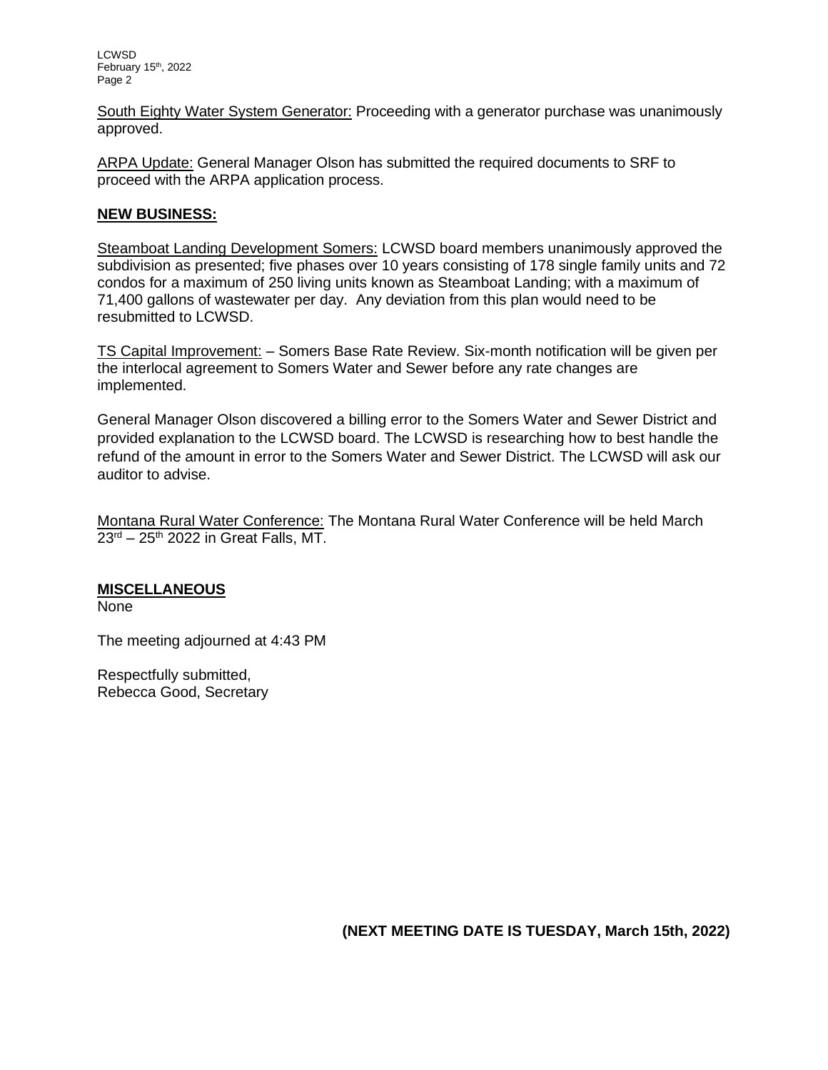South Eighty Water System Generator: Proceeding with a generator purchase was unanimously approved.

ARPA Update: General Manager Olson has submitted the required documents to SRF to proceed with the ARPA application process.

**NEW BUSINESS:**

Steamboat Landing Development Somers: LCWSD board members unanimously approved the subdivision as presented; five phases over 10 years consisting of 178 single family units and 72 condos for a maximum of 250 living units known as Steamboat Landing; with a maximum of 71,400 gallons of wastewater per day. Any deviation from this plan would need to be resubmitted to LCWSD.

TS Capital Improvement: – Somers Base Rate Review. Six-month notification will be given per the interlocal agreement to Somers Water and Sewer before any rate changes are implemented.

General Manager Olson discovered a billing error to the Somers Water and Sewer District and provided explanation to the LCWSD board. The LCWSD is researching how to best handle the refund of the amount in error to the Somers Water and Sewer District. The LCWSD will ask our auditor to advise.

Montana Rural Water Conference: The Montana Rural Water Conference will be held March 23rd – 25th 2022 in Great Falls, MT.

**MISCELLANEOUS**

None

The meeting adjourned at 4:43 PM

Respectfully submitted,
Rebecca Good, Secretary

**(NEXT MEETING DATE IS TUESDAY, March 15th, 2022)**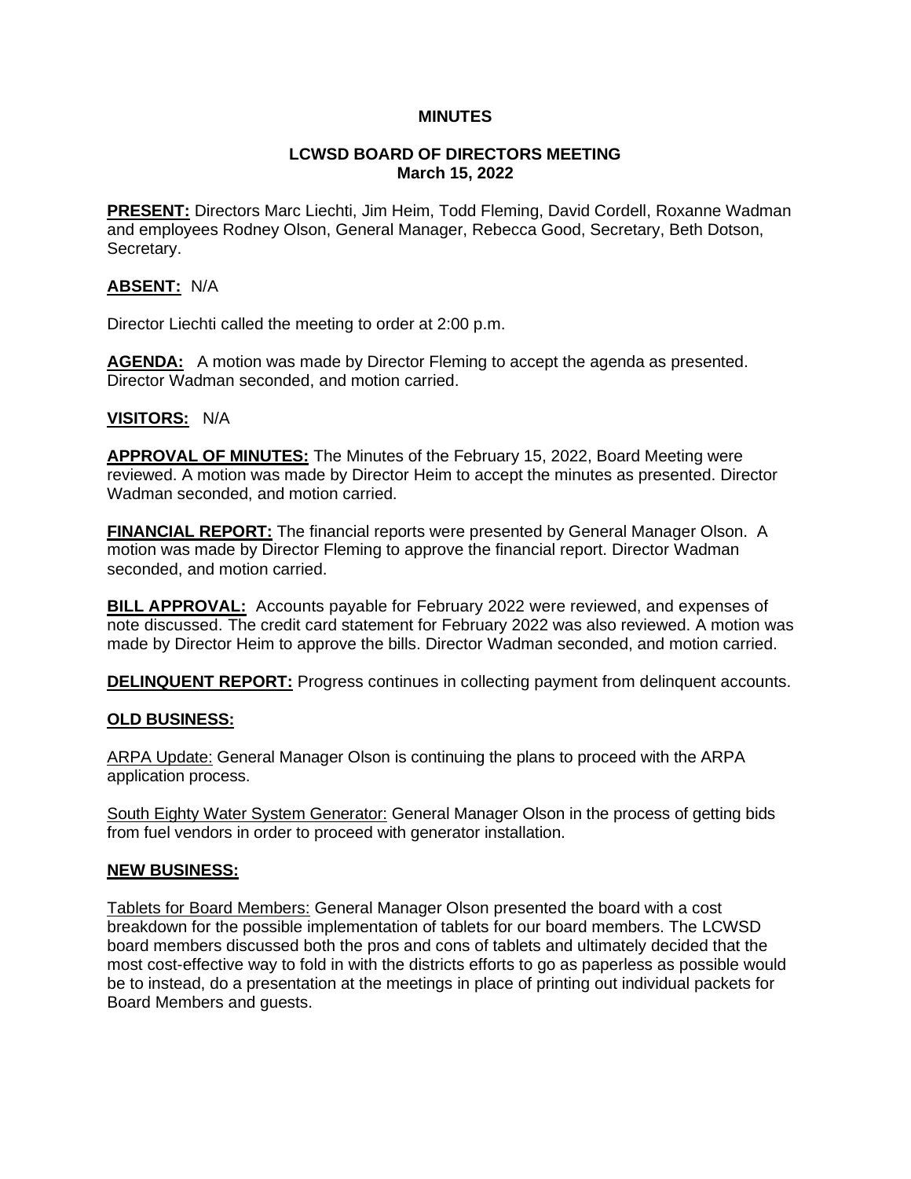**MINUTES**

**LCWSD BOARD OF DIRECTORS MEETING**
**March 15, 2022**

**PRESENT:** Directors Marc Liechti, Jim Heim, Todd Fleming, David Cordell, Roxanne Wadman and employees Rodney Olson, General Manager, Rebecca Good, Secretary, Beth Dotson, Secretary.

**ABSENT:** N/A

Director Liechti called the meeting to order at 2:00 p.m.

**AGENDA:** A motion was made by Director Fleming to accept the agenda as presented. Director Wadman seconded, and motion carried.

**VISITORS:** N/A

**APPROVAL OF MINUTES:** The Minutes of the February 15, 2022, Board Meeting were reviewed. A motion was made by Director Heim to accept the minutes as presented. Director Wadman seconded, and motion carried.

**FINANCIAL REPORT:** The financial reports were presented by General Manager Olson. A motion was made by Director Fleming to approve the financial report. Director Wadman seconded, and motion carried.

**BILL APPROVAL:** Accounts payable for February 2022 were reviewed, and expenses of note discussed. The credit card statement for February 2022 was also reviewed. A motion was made by Director Heim to approve the bills. Director Wadman seconded, and motion carried.

**DELINQUENT REPORT:** Progress continues in collecting payment from delinquent accounts.

**OLD BUSINESS:**

ARPA Update: General Manager Olson is continuing the plans to proceed with the ARPA application process.

South Eighty Water System Generator: General Manager Olson in the process of getting bids from fuel vendors in order to proceed with generator installation.

**NEW BUSINESS:**

Tablets for Board Members: General Manager Olson presented the board with a cost breakdown for the possible implementation of tablets for our board members. The LCWSD board members discussed both the pros and cons of tablets and ultimately decided that the most cost-effective way to fold in with the districts efforts to go as paperless as possible would be to instead, do a presentation at the meetings in place of printing out individual packets for Board Members and guests.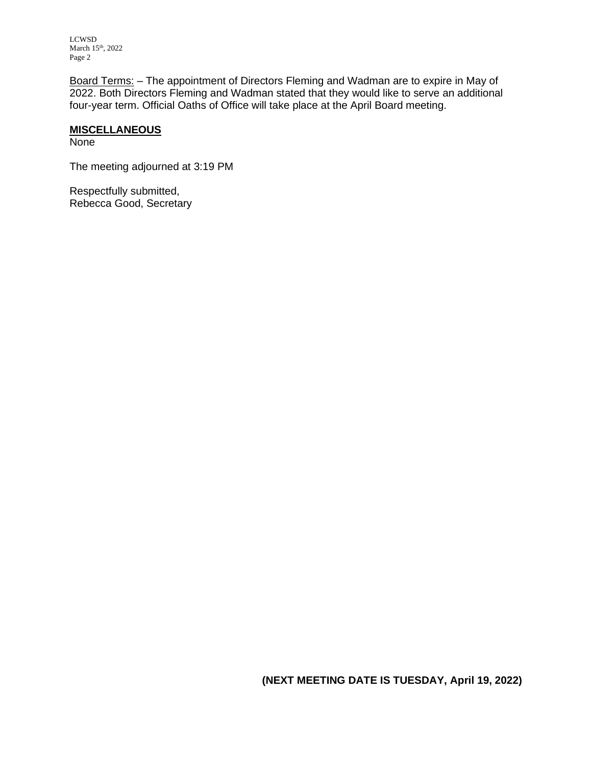<u>Board Terms:</u> – The appointment of Directors Fleming and Wadman are to expire in May of 2022. Both Directors Fleming and Wadman stated that they would like to serve an additional four-year term. Official Oaths of Office will take place at the April Board meeting.

## MISCELLANEOUS

None

The meeting adjourned at 3:19 PM

Respectfully submitted,
Rebecca Good, Secretary

**(NEXT MEETING DATE IS TUESDAY, April 19, 2022)**